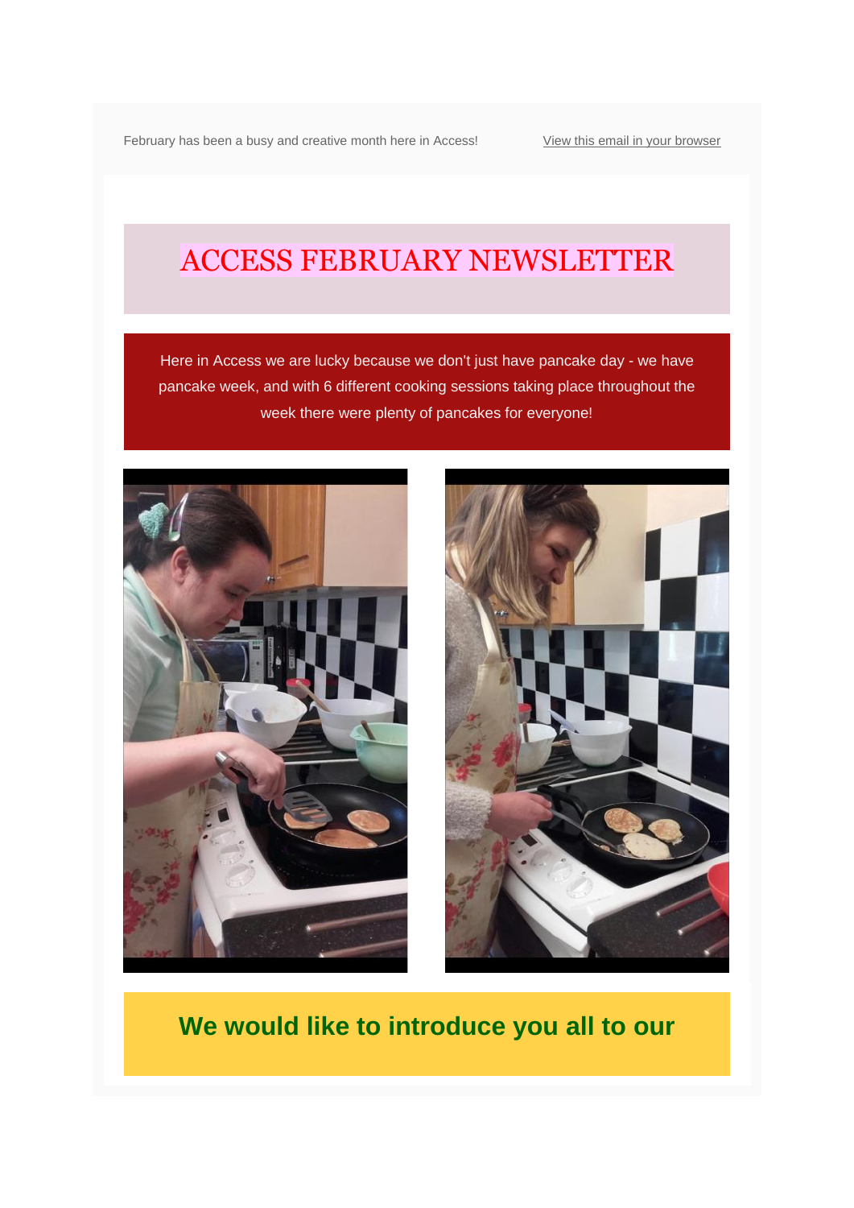February has been a busy and creative month here in Access!

View this email in your browser

# ACCESS FEBRUARY NEWSLETTER

Here in Access we are lucky because we don't just have pancake day - we have pancake week, and with 6 different cooking sessions taking place throughout the week there were plenty of pancakes for everyone!

## We would like to introduce you all to our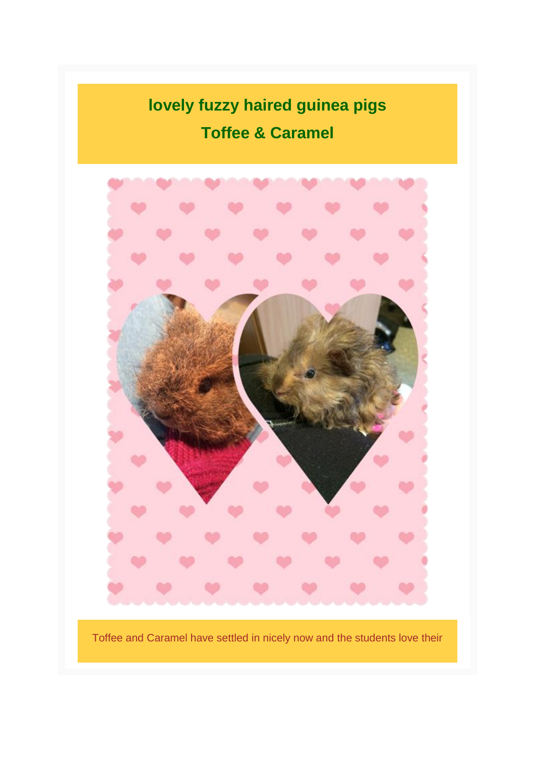## lovely fuzzy haired guinea pigs

## Toffee & Caramel

Toffee and Caramel have settled in nicely now and the students love their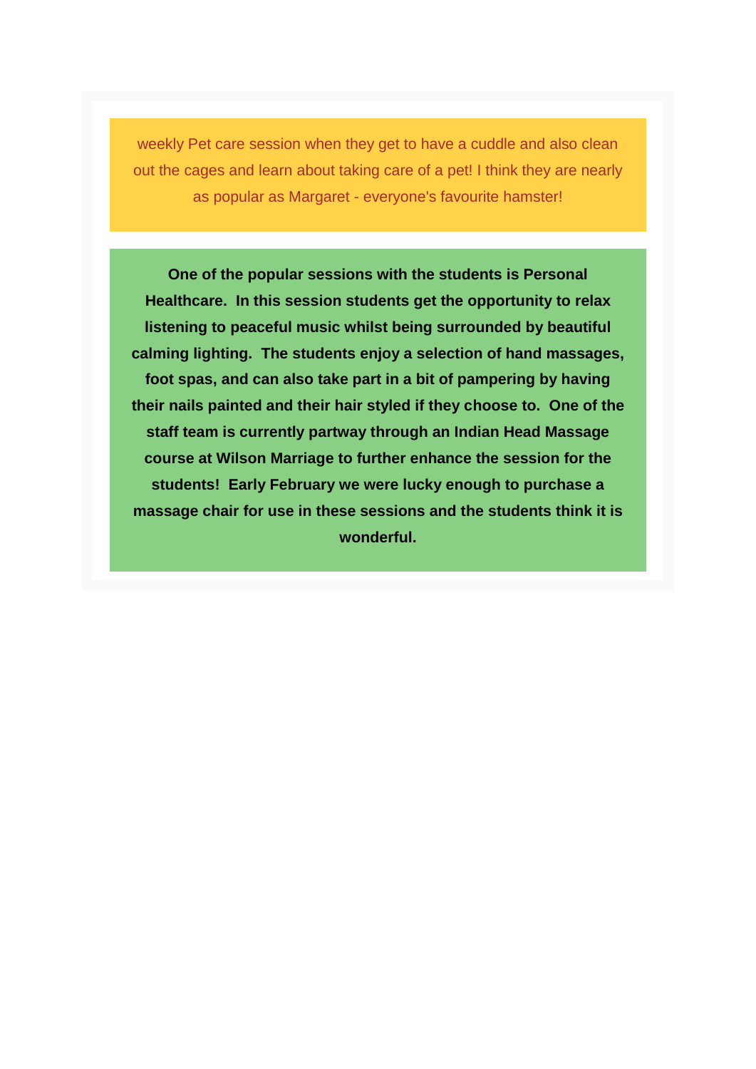weekly Pet care session when they get to have a cuddle and also clean out the cages and learn about taking care of a pet! I think they are nearly as popular as Margaret - everyone's favourite hamster!

**One of the popular sessions with the students is Personal Healthcare.  In this session students get the opportunity to relax listening to peaceful music whilst being surrounded by beautiful calming lighting.  The students enjoy a selection of hand massages, foot spas, and can also take part in a bit of pampering by having their nails painted and their hair styled if they choose to.  One of the staff team is currently partway through an Indian Head Massage course at Wilson Marriage to further enhance the session for the students!  Early February we were lucky enough to purchase a massage chair for use in these sessions and the students think it is wonderful.**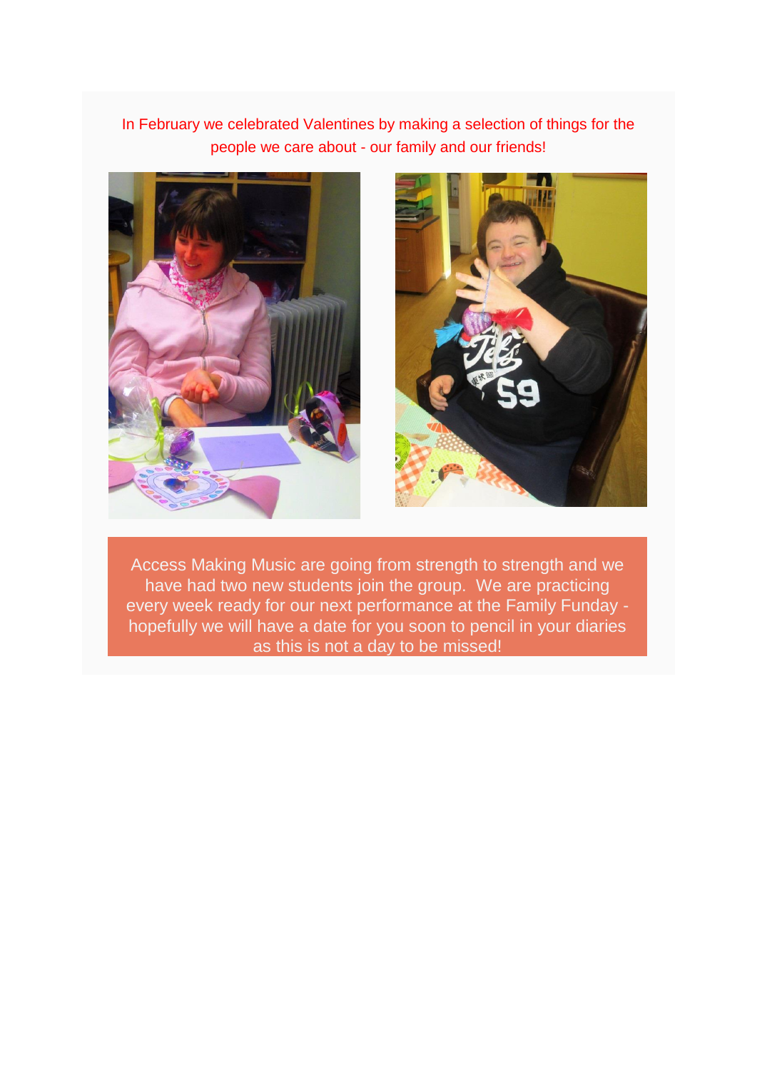In February we celebrated Valentines by making a selection of things for the people we care about - our family and our friends!

Access Making Music are going from strength to strength and we have had two new students join the group. We are practicing every week ready for our next performance at the Family Funday - hopefully we will have a date for you soon to pencil in your diaries as this is not a day to be missed!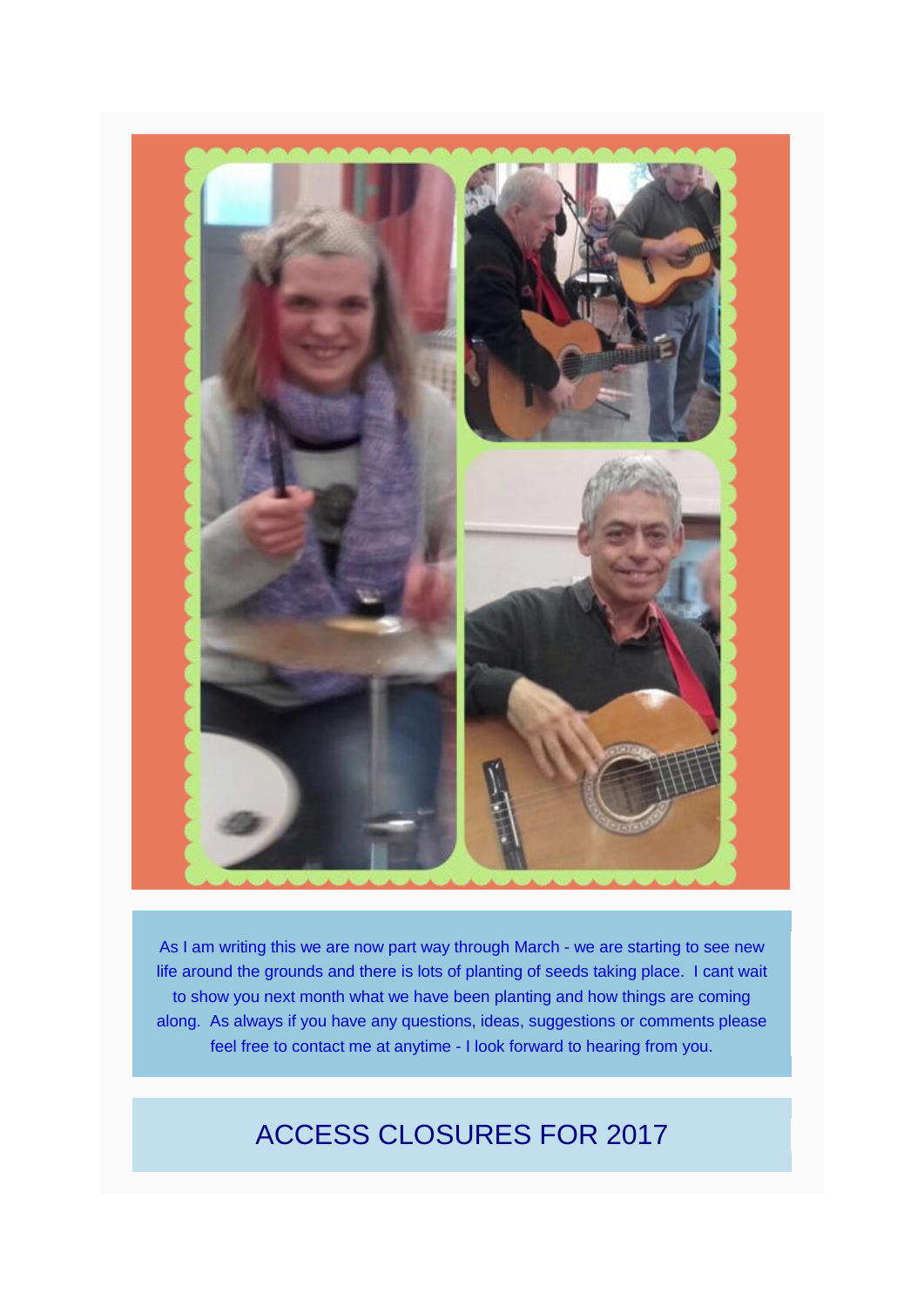As I am writing this we are now part way through March - we are starting to see new life around the grounds and there is lots of planting of seeds taking place. I cant wait to show you next month what we have been planting and how things are coming along. As always if you have any questions, ideas, suggestions or comments please feel free to contact me at anytime - I look forward to hearing from you.

## ACCESS CLOSURES FOR 2017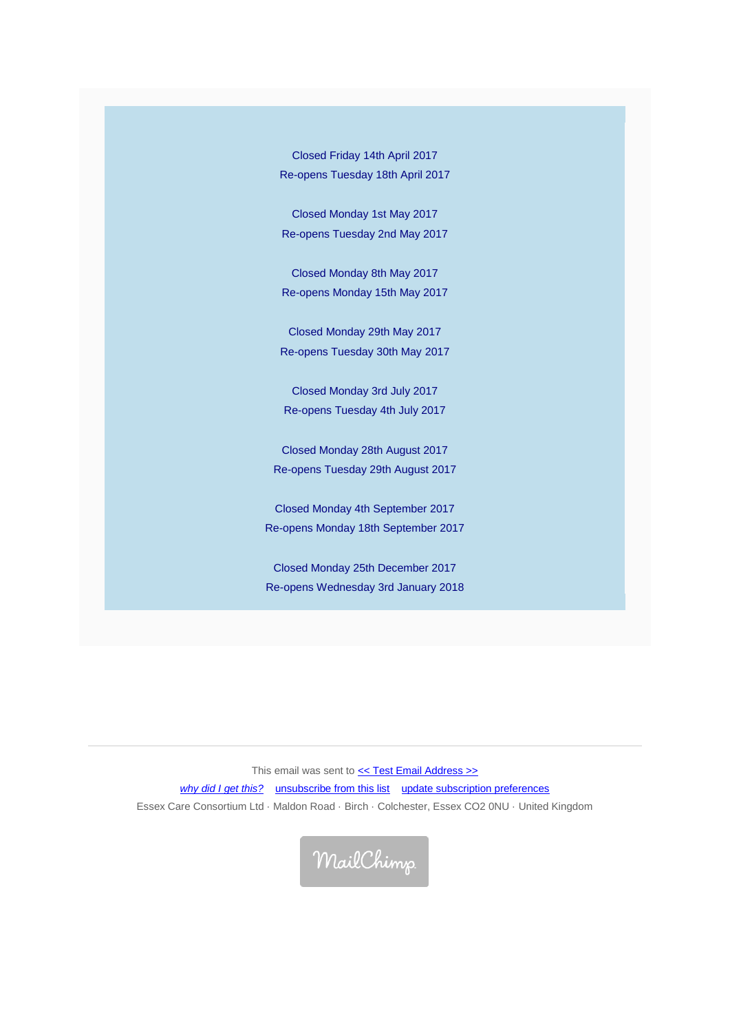Closed Friday 14th April 2017
Re-opens Tuesday 18th April 2017

Closed Monday 1st May 2017
Re-opens Tuesday 2nd May 2017

Closed Monday 8th May 2017
Re-opens Monday 15th May 2017

Closed Monday 29th May 2017
Re-opens Tuesday 30th May 2017

Closed Monday 3rd July 2017
Re-opens Tuesday 4th July 2017

Closed Monday 28th August 2017
Re-opens Tuesday 29th August 2017

Closed Monday 4th September 2017
Re-opens Monday 18th September 2017

Closed Monday 25th December 2017
Re-opens Wednesday 3rd January 2018

---

This email was sent to << Test Email Address >>

*why did I get this?* unsubscribe from this list update subscription preferences

Essex Care Consortium Ltd · Maldon Road · Birch · Colchester, Essex CO2 0NU · United Kingdom

MailChimp